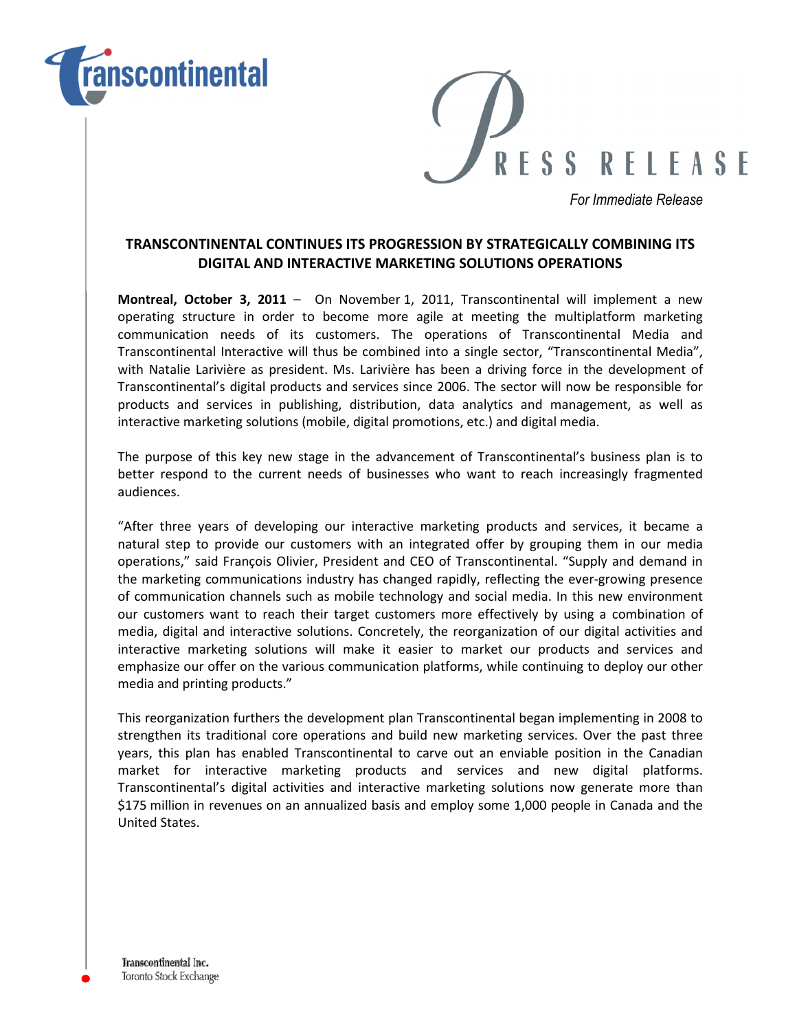PRESS RELEASE

*For Immediate Release*

## TRANSCONTINENTAL CONTINUES ITS PROGRESSION BY STRATEGICALLY COMBINING ITS DIGITAL AND INTERACTIVE MARKETING SOLUTIONS OPERATIONS

**Montreal, October 3, 2011** – On November 1, 2011, Transcontinental will implement a new operating structure in order to become more agile at meeting the multiplatform marketing communication needs of its customers. The operations of Transcontinental Media and Transcontinental Interactive will thus be combined into a single sector, "Transcontinental Media", with Natalie Larivière as president. Ms. Larivière has been a driving force in the development of Transcontinental's digital products and services since 2006. The sector will now be responsible for products and services in publishing, distribution, data analytics and management, as well as interactive marketing solutions (mobile, digital promotions, etc.) and digital media.

The purpose of this key new stage in the advancement of Transcontinental's business plan is to better respond to the current needs of businesses who want to reach increasingly fragmented audiences.

"After three years of developing our interactive marketing products and services, it became a natural step to provide our customers with an integrated offer by grouping them in our media operations," said François Olivier, President and CEO of Transcontinental. "Supply and demand in the marketing communications industry has changed rapidly, reflecting the ever-growing presence of communication channels such as mobile technology and social media. In this new environment our customers want to reach their target customers more effectively by using a combination of media, digital and interactive solutions. Concretely, the reorganization of our digital activities and interactive marketing solutions will make it easier to market our products and services and emphasize our offer on the various communication platforms, while continuing to deploy our other media and printing products."

This reorganization furthers the development plan Transcontinental began implementing in 2008 to strengthen its traditional core operations and build new marketing services. Over the past three years, this plan has enabled Transcontinental to carve out an enviable position in the Canadian market for interactive marketing products and services and new digital platforms. Transcontinental's digital activities and interactive marketing solutions now generate more than $175 million in revenues on an annualized basis and employ some 1,000 people in Canada and the United States.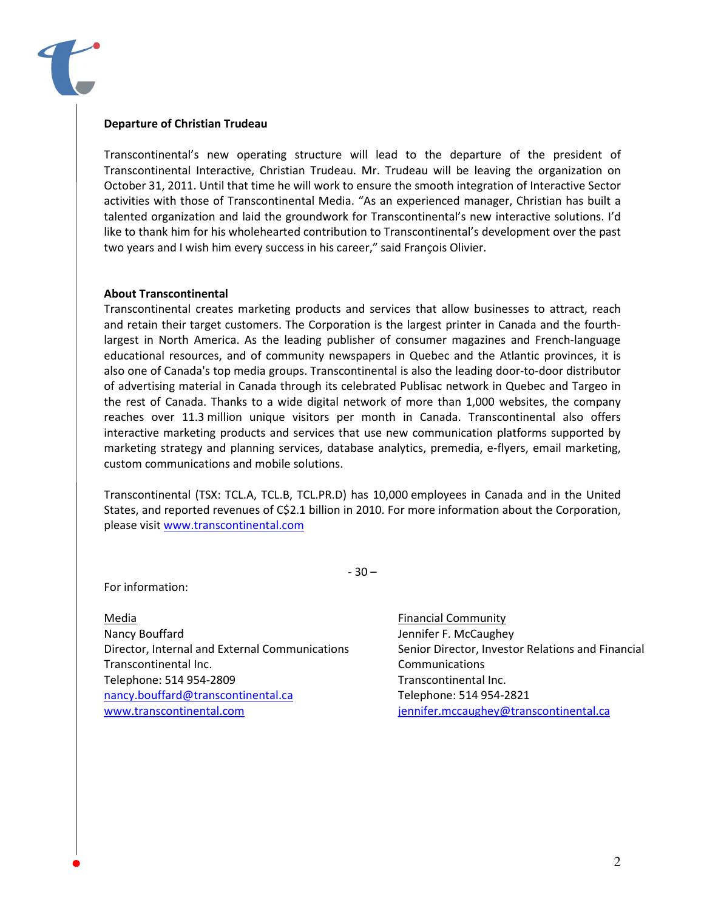**Departure of Christian Trudeau**

Transcontinental's new operating structure will lead to the departure of the president of Transcontinental Interactive, Christian Trudeau. Mr. Trudeau will be leaving the organization on October 31, 2011. Until that time he will work to ensure the smooth integration of Interactive Sector activities with those of Transcontinental Media. "As an experienced manager, Christian has built a talented organization and laid the groundwork for Transcontinental's new interactive solutions. I'd like to thank him for his wholehearted contribution to Transcontinental's development over the past two years and I wish him every success in his career," said François Olivier.

**About Transcontinental**

Transcontinental creates marketing products and services that allow businesses to attract, reach and retain their target customers. The Corporation is the largest printer in Canada and the fourth-largest in North America. As the leading publisher of consumer magazines and French-language educational resources, and of community newspapers in Quebec and the Atlantic provinces, it is also one of Canada's top media groups. Transcontinental is also the leading door-to-door distributor of advertising material in Canada through its celebrated Publisac network in Quebec and Targeo in the rest of Canada. Thanks to a wide digital network of more than 1,000 websites, the company reaches over 11.3 million unique visitors per month in Canada. Transcontinental also offers interactive marketing products and services that use new communication platforms supported by marketing strategy and planning services, database analytics, premedia, e-flyers, email marketing, custom communications and mobile solutions.

Transcontinental (TSX: TCL.A, TCL.B, TCL.PR.D) has 10,000 employees in Canada and in the United States, and reported revenues of C$2.1 billion in 2010. For more information about the Corporation, please visit www.transcontinental.com

- 30 –

For information:

Media
Nancy Bouffard
Director, Internal and External Communications
Transcontinental Inc.
Telephone: 514 954-2809
nancy.bouffard@transcontinental.ca
www.transcontinental.com

Financial Community
Jennifer F. McCaughey
Senior Director, Investor Relations and Financial Communications
Transcontinental Inc.
Telephone: 514 954-2821
jennifer.mccaughey@transcontinental.ca